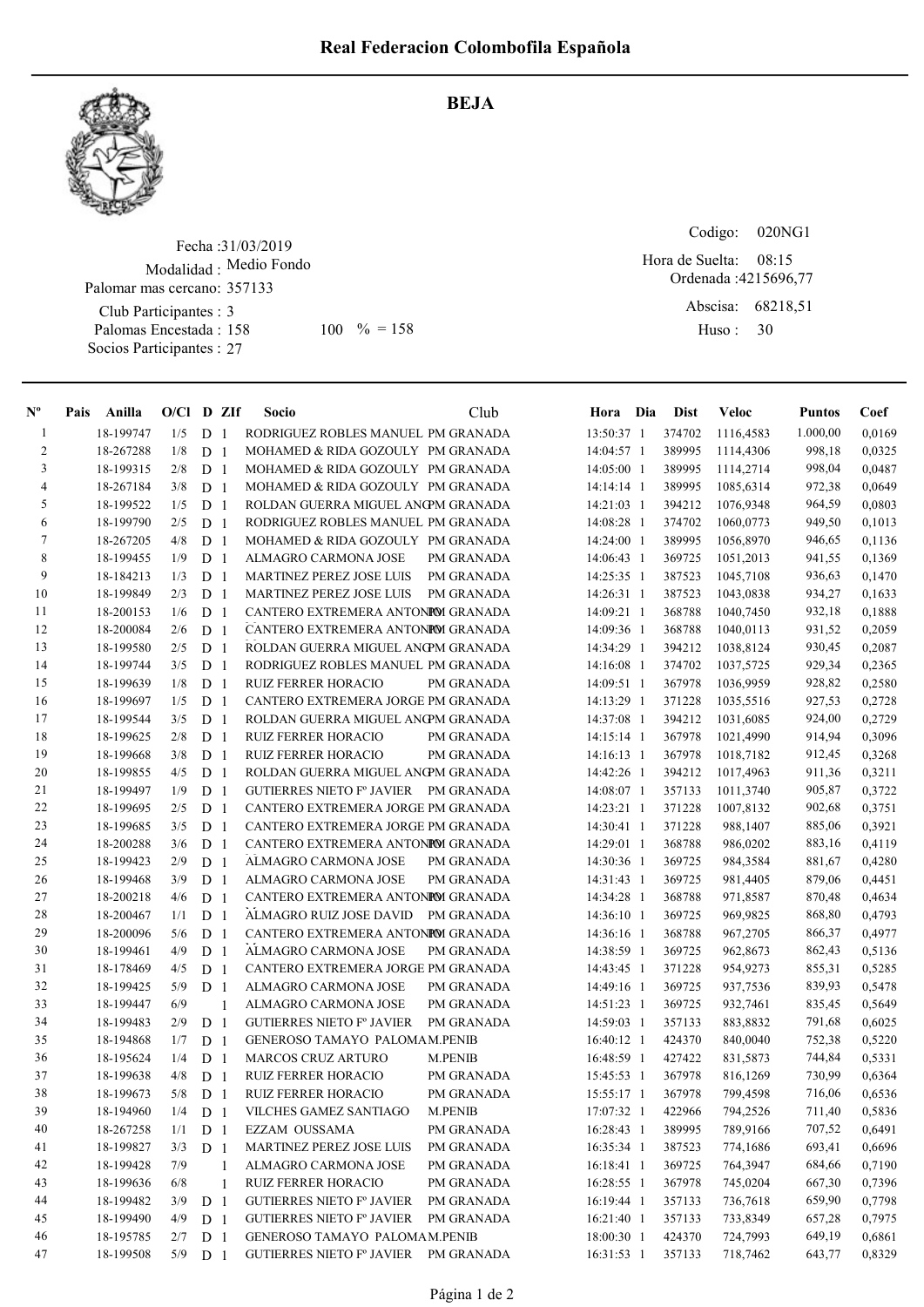# Real Federacion Colombofila Española

## BEJA

Fecha :31/03/2019
Modalidad : Medio Fondo
Palomar mas cercano: 357133
Club Participantes : 3
Palomas Encestada : 158 100 % = 158
Socios Participantes : 27

Codigo: 020NG1
Hora de Suelta: 08:15
Ordenada :4215696,77
Abscisa: 68218,51
Huso : 30

| Nº | Pais | Anilla | O/Cl | D | ZIf | Socio | Club | Hora | Dia | Dist | Veloc | Puntos | Coef |
|---|---|---|---|---|---|---|---|---|---|---|---|---|---|
| 1 | | 18-199747 | 1/5 | D | 1 | RODRIGUEZ ROBLES MANUEL | PM GRANADA | 13:50:37 | 1 | 374702 | 1116,4583 | 1.000,00 | 0,0169 |
| 2 | | 18-267288 | 1/8 | D | 1 | MOHAMED & RIDA GOZOULY | PM GRANADA | 14:04:57 | 1 | 389995 | 1114,4306 | 998,18 | 0,0325 |
| 3 | | 18-199315 | 2/8 | D | 1 | MOHAMED & RIDA GOZOULY | PM GRANADA | 14:05:00 | 1 | 389995 | 1114,2714 | 998,04 | 0,0487 |
| 4 | | 18-267184 | 3/8 | D | 1 | MOHAMED & RIDA GOZOULY | PM GRANADA | 14:14:14 | 1 | 389995 | 1085,6314 | 972,38 | 0,0649 |
| 5 | | 18-199522 | 1/5 | D | 1 | ROLDAN GUERRA MIGUEL ANG | PM GRANADA | 14:21:03 | 1 | 394212 | 1076,9348 | 964,59 | 0,0803 |
| 6 | | 18-199790 | 2/5 | D | 1 | RODRIGUEZ ROBLES MANUEL | PM GRANADA | 14:08:28 | 1 | 374702 | 1060,0773 | 949,50 | 0,1013 |
| 7 | | 18-267205 | 4/8 | D | 1 | MOHAMED & RIDA GOZOULY | PM GRANADA | 14:24:00 | 1 | 389995 | 1056,8970 | 946,65 | 0,1136 |
| 8 | | 18-199455 | 1/9 | D | 1 | ALMAGRO CARMONA JOSE | PM GRANADA | 14:06:43 | 1 | 369725 | 1051,2013 | 941,55 | 0,1369 |
| 9 | | 18-184213 | 1/3 | D | 1 | MARTINEZ PEREZ JOSE LUIS | PM GRANADA | 14:25:35 | 1 | 387523 | 1045,7108 | 936,63 | 0,1470 |
| 10 | | 18-199849 | 2/3 | D | 1 | MARTINEZ PEREZ JOSE LUIS | PM GRANADA | 14:26:31 | 1 | 387523 | 1043,0838 | 934,27 | 0,1633 |
| 11 | | 18-200153 | 1/6 | D | 1 | CANTERO EXTREMERA ANTONIO | PM GRANADA | 14:09:21 | 1 | 368788 | 1040,7450 | 932,18 | 0,1888 |
| 12 | | 18-200084 | 2/6 | D | 1 | CANTERO EXTREMERA ANTONIO | PM GRANADA | 14:09:36 | 1 | 368788 | 1040,0113 | 931,52 | 0,2059 |
| 13 | | 18-199580 | 2/5 | D | 1 | ROLDAN GUERRA MIGUEL ANG | PM GRANADA | 14:34:29 | 1 | 394212 | 1038,8124 | 930,45 | 0,2087 |
| 14 | | 18-199744 | 3/5 | D | 1 | RODRIGUEZ ROBLES MANUEL | PM GRANADA | 14:16:08 | 1 | 374702 | 1037,5725 | 929,34 | 0,2365 |
| 15 | | 18-199639 | 1/8 | D | 1 | RUIZ FERRER HORACIO | PM GRANADA | 14:09:51 | 1 | 367978 | 1036,9959 | 928,82 | 0,2580 |
| 16 | | 18-199697 | 1/5 | D | 1 | CANTERO EXTREMERA JORGE | PM GRANADA | 14:13:29 | 1 | 371228 | 1035,5516 | 927,53 | 0,2728 |
| 17 | | 18-199544 | 3/5 | D | 1 | ROLDAN GUERRA MIGUEL ANG | PM GRANADA | 14:37:08 | 1 | 394212 | 1031,6085 | 924,00 | 0,2729 |
| 18 | | 18-199625 | 2/8 | D | 1 | RUIZ FERRER HORACIO | PM GRANADA | 14:15:14 | 1 | 367978 | 1021,4990 | 914,94 | 0,3096 |
| 19 | | 18-199668 | 3/8 | D | 1 | RUIZ FERRER HORACIO | PM GRANADA | 14:16:13 | 1 | 367978 | 1018,7182 | 912,45 | 0,3268 |
| 20 | | 18-199855 | 4/5 | D | 1 | ROLDAN GUERRA MIGUEL ANG | PM GRANADA | 14:42:26 | 1 | 394212 | 1017,4963 | 911,36 | 0,3211 |
| 21 | | 18-199497 | 1/9 | D | 1 | GUTIERRES NIETO Fº JAVIER | PM GRANADA | 14:08:07 | 1 | 357133 | 1011,3740 | 905,87 | 0,3722 |
| 22 | | 18-199695 | 2/5 | D | 1 | CANTERO EXTREMERA JORGE | PM GRANADA | 14:23:21 | 1 | 371228 | 1007,8132 | 902,68 | 0,3751 |
| 23 | | 18-199685 | 3/5 | D | 1 | CANTERO EXTREMERA JORGE | PM GRANADA | 14:30:41 | 1 | 371228 | 988,1407 | 885,06 | 0,3921 |
| 24 | | 18-200288 | 3/6 | D | 1 | CANTERO EXTREMERA ANTONIO | PM GRANADA | 14:29:01 | 1 | 368788 | 986,0202 | 883,16 | 0,4119 |
| 25 | | 18-199423 | 2/9 | D | 1 | ALMAGRO CARMONA JOSE | PM GRANADA | 14:30:36 | 1 | 369725 | 984,3584 | 881,67 | 0,4280 |
| 26 | | 18-199468 | 3/9 | D | 1 | ALMAGRO CARMONA JOSE | PM GRANADA | 14:31:43 | 1 | 369725 | 981,4405 | 879,06 | 0,4451 |
| 27 | | 18-200218 | 4/6 | D | 1 | CANTERO EXTREMERA ANTONIO | PM GRANADA | 14:34:28 | 1 | 368788 | 971,8587 | 870,48 | 0,4634 |
| 28 | | 18-200467 | 1/1 | D | 1 | ALMAGRO RUIZ JOSE DAVID | PM GRANADA | 14:36:10 | 1 | 369725 | 969,9825 | 868,80 | 0,4793 |
| 29 | | 18-200096 | 5/6 | D | 1 | CANTERO EXTREMERA ANTONIO | PM GRANADA | 14:36:16 | 1 | 368788 | 967,2705 | 866,37 | 0,4977 |
| 30 | | 18-199461 | 4/9 | D | 1 | ALMAGRO CARMONA JOSE | PM GRANADA | 14:38:59 | 1 | 369725 | 962,8673 | 862,43 | 0,5136 |
| 31 | | 18-178469 | 4/5 | D | 1 | CANTERO EXTREMERA JORGE | PM GRANADA | 14:43:45 | 1 | 371228 | 954,9273 | 855,31 | 0,5285 |
| 32 | | 18-199425 | 5/9 | D | 1 | ALMAGRO CARMONA JOSE | PM GRANADA | 14:49:16 | 1 | 369725 | 937,7536 | 839,93 | 0,5478 |
| 33 | | 18-199447 | 6/9 | | 1 | ALMAGRO CARMONA JOSE | PM GRANADA | 14:51:23 | 1 | 369725 | 932,7461 | 835,45 | 0,5649 |
| 34 | | 18-199483 | 2/9 | D | 1 | GUTIERRES NIETO Fº JAVIER | PM GRANADA | 14:59:03 | 1 | 357133 | 883,8832 | 791,68 | 0,6025 |
| 35 | | 18-194868 | 1/7 | D | 1 | GENEROSO TAMAYO PALOMA | M.PENIB | 16:40:12 | 1 | 424370 | 840,0040 | 752,38 | 0,5220 |
| 36 | | 18-195624 | 1/4 | D | 1 | MARCOS CRUZ ARTURO | M.PENIB | 16:48:59 | 1 | 427422 | 831,5873 | 744,84 | 0,5331 |
| 37 | | 18-199638 | 4/8 | D | 1 | RUIZ FERRER HORACIO | PM GRANADA | 15:45:53 | 1 | 367978 | 816,1269 | 730,99 | 0,6364 |
| 38 | | 18-199673 | 5/8 | D | 1 | RUIZ FERRER HORACIO | PM GRANADA | 15:55:17 | 1 | 367978 | 799,4598 | 716,06 | 0,6536 |
| 39 | | 18-194960 | 1/4 | D | 1 | VILCHES GAMEZ SANTIAGO | M.PENIB | 17:07:32 | 1 | 422966 | 794,2526 | 711,40 | 0,5836 |
| 40 | | 18-267258 | 1/1 | D | 1 | EZZAM OUSSAMA | PM GRANADA | 16:28:43 | 1 | 389995 | 789,9166 | 707,52 | 0,6491 |
| 41 | | 18-199827 | 3/3 | D | 1 | MARTINEZ PEREZ JOSE LUIS | PM GRANADA | 16:35:34 | 1 | 387523 | 774,1686 | 693,41 | 0,6696 |
| 42 | | 18-199428 | 7/9 | | 1 | ALMAGRO CARMONA JOSE | PM GRANADA | 16:18:41 | 1 | 369725 | 764,3947 | 684,66 | 0,7190 |
| 43 | | 18-199636 | 6/8 | | 1 | RUIZ FERRER HORACIO | PM GRANADA | 16:28:55 | 1 | 367978 | 745,0204 | 667,30 | 0,7396 |
| 44 | | 18-199482 | 3/9 | D | 1 | GUTIERRES NIETO Fº JAVIER | PM GRANADA | 16:19:44 | 1 | 357133 | 736,7618 | 659,90 | 0,7798 |
| 45 | | 18-199490 | 4/9 | D | 1 | GUTIERRES NIETO Fº JAVIER | PM GRANADA | 16:21:40 | 1 | 357133 | 733,8349 | 657,28 | 0,7975 |
| 46 | | 18-195785 | 2/7 | D | 1 | GENEROSO TAMAYO PALOMA | M.PENIB | 18:00:30 | 1 | 424370 | 724,7993 | 649,19 | 0,6861 |
| 47 | | 18-199508 | 5/9 | D | 1 | GUTIERRES NIETO Fº JAVIER | PM GRANADA | 16:31:53 | 1 | 357133 | 718,7462 | 643,77 | 0,8329 |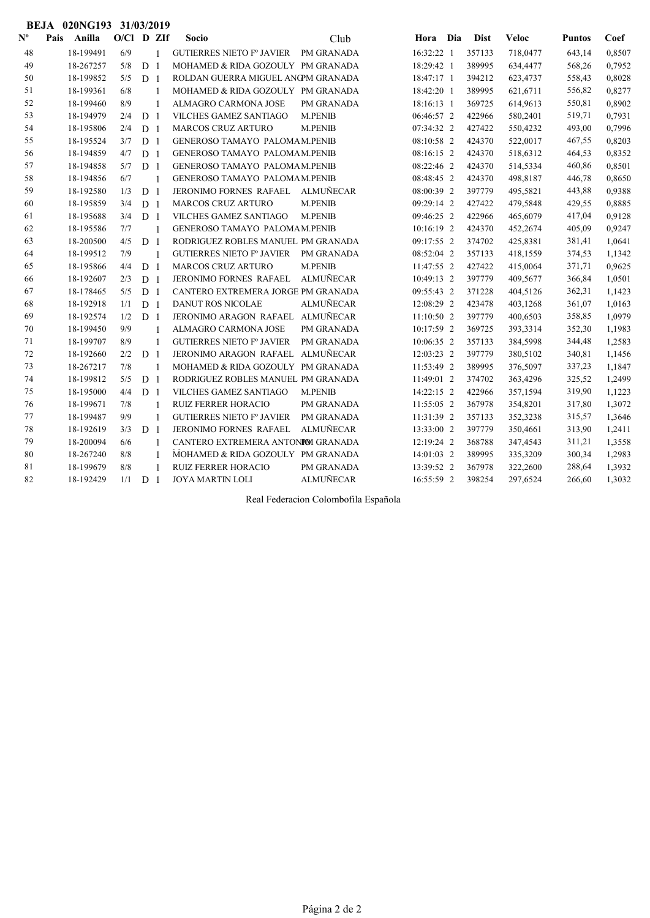**BEJA 020NG193 31/03/2019**

| Nº | Pais | Anilla | O/Cl | D | ZIf | Socio | Club | Hora | Dia | Dist | Veloc | Puntos | Coef |
|---|---|---|---|---|---|---|---|---|---|---|---|---|---|
| 48 | | 18-199491 | 6/9 | | 1 | GUTIERRES NIETO Fº JAVIER | PM GRANADA | 16:32:22 | 1 | 357133 | 718,0477 | 643,14 | 0,8507 |
| 49 | | 18-267257 | 5/8 | D | 1 | MOHAMED & RIDA GOZOULY | PM GRANADA | 18:29:42 | 1 | 389995 | 634,4477 | 568,26 | 0,7952 |
| 50 | | 18-199852 | 5/5 | D | 1 | ROLDAN GUERRA MIGUEL ANG | PM GRANADA | 18:47:17 | 1 | 394212 | 623,4737 | 558,43 | 0,8028 |
| 51 | | 18-199361 | 6/8 | | 1 | MOHAMED & RIDA GOZOULY | PM GRANADA | 18:42:20 | 1 | 389995 | 621,6711 | 556,82 | 0,8277 |
| 52 | | 18-199460 | 8/9 | | 1 | ALMAGRO CARMONA JOSE | PM GRANADA | 18:16:13 | 1 | 369725 | 614,9613 | 550,81 | 0,8902 |
| 53 | | 18-194979 | 2/4 | D | 1 | VILCHES GAMEZ SANTIAGO | M.PENIB | 06:46:57 | 2 | 422966 | 580,2401 | 519,71 | 0,7931 |
| 54 | | 18-195806 | 2/4 | D | 1 | MARCOS CRUZ ARTURO | M.PENIB | 07:34:32 | 2 | 427422 | 550,4232 | 493,00 | 0,7996 |
| 55 | | 18-195524 | 3/7 | D | 1 | GENEROSO TAMAYO PALOMA | M.PENIB | 08:10:58 | 2 | 424370 | 522,0017 | 467,55 | 0,8203 |
| 56 | | 18-194859 | 4/7 | D | 1 | GENEROSO TAMAYO PALOMA | M.PENIB | 08:16:15 | 2 | 424370 | 518,6312 | 464,53 | 0,8352 |
| 57 | | 18-194858 | 5/7 | D | 1 | GENEROSO TAMAYO PALOMA | M.PENIB | 08:22:46 | 2 | 424370 | 514,5334 | 460,86 | 0,8501 |
| 58 | | 18-194856 | 6/7 | | 1 | GENEROSO TAMAYO PALOMA | M.PENIB | 08:48:45 | 2 | 424370 | 498,8187 | 446,78 | 0,8650 |
| 59 | | 18-192580 | 1/3 | D | 1 | JERONIMO FORNES RAFAEL | ALMUÑECAR | 08:00:39 | 2 | 397779 | 495,5821 | 443,88 | 0,9388 |
| 60 | | 18-195859 | 3/4 | D | 1 | MARCOS CRUZ ARTURO | M.PENIB | 09:29:14 | 2 | 427422 | 479,5848 | 429,55 | 0,8885 |
| 61 | | 18-195688 | 3/4 | D | 1 | VILCHES GAMEZ SANTIAGO | M.PENIB | 09:46:25 | 2 | 422966 | 465,6079 | 417,04 | 0,9128 |
| 62 | | 18-195586 | 7/7 | | 1 | GENEROSO TAMAYO PALOMA | M.PENIB | 10:16:19 | 2 | 424370 | 452,2674 | 405,09 | 0,9247 |
| 63 | | 18-200500 | 4/5 | D | 1 | RODRIGUEZ ROBLES MANUEL | PM GRANADA | 09:17:55 | 2 | 374702 | 425,8381 | 381,41 | 1,0641 |
| 64 | | 18-199512 | 7/9 | | 1 | GUTIERRES NIETO Fº JAVIER | PM GRANADA | 08:52:04 | 2 | 357133 | 418,1559 | 374,53 | 1,1342 |
| 65 | | 18-195866 | 4/4 | D | 1 | MARCOS CRUZ ARTURO | M.PENIB | 11:47:55 | 2 | 427422 | 415,0064 | 371,71 | 0,9625 |
| 66 | | 18-192607 | 2/3 | D | 1 | JERONIMO FORNES RAFAEL | ALMUÑECAR | 10:49:13 | 2 | 397779 | 409,5677 | 366,84 | 1,0501 |
| 67 | | 18-178465 | 5/5 | D | 1 | CANTERO EXTREMERA JORGE | PM GRANADA | 09:55:43 | 2 | 371228 | 404,5126 | 362,31 | 1,1423 |
| 68 | | 18-192918 | 1/1 | D | 1 | DANUT ROS NICOLAE | ALMUÑECAR | 12:08:29 | 2 | 423478 | 403,1268 | 361,07 | 1,0163 |
| 69 | | 18-192574 | 1/2 | D | 1 | JERONIMO ARAGON RAFAEL | ALMUÑECAR | 11:10:50 | 2 | 397779 | 400,6503 | 358,85 | 1,0979 |
| 70 | | 18-199450 | 9/9 | | 1 | ALMAGRO CARMONA JOSE | PM GRANADA | 10:17:59 | 2 | 369725 | 393,3314 | 352,30 | 1,1983 |
| 71 | | 18-199707 | 8/9 | | 1 | GUTIERRES NIETO Fº JAVIER | PM GRANADA | 10:06:35 | 2 | 357133 | 384,5998 | 344,48 | 1,2583 |
| 72 | | 18-192660 | 2/2 | D | 1 | JERONIMO ARAGON RAFAEL | ALMUÑECAR | 12:03:23 | 2 | 397779 | 380,5102 | 340,81 | 1,1456 |
| 73 | | 18-267217 | 7/8 | | 1 | MOHAMED & RIDA GOZOULY | PM GRANADA | 11:53:49 | 2 | 389995 | 376,5097 | 337,23 | 1,1847 |
| 74 | | 18-199812 | 5/5 | D | 1 | RODRIGUEZ ROBLES MANUEL | PM GRANADA | 11:49:01 | 2 | 374702 | 363,4296 | 325,52 | 1,2499 |
| 75 | | 18-195000 | 4/4 | D | 1 | VILCHES GAMEZ SANTIAGO | M.PENIB | 14:22:15 | 2 | 422966 | 357,1594 | 319,90 | 1,1223 |
| 76 | | 18-199671 | 7/8 | | 1 | RUIZ FERRER HORACIO | PM GRANADA | 11:55:05 | 2 | 367978 | 354,8201 | 317,80 | 1,3072 |
| 77 | | 18-199487 | 9/9 | | 1 | GUTIERRES NIETO Fº JAVIER | PM GRANADA | 11:31:39 | 2 | 357133 | 352,3238 | 315,57 | 1,3646 |
| 78 | | 18-192619 | 3/3 | D | 1 | JERONIMO FORNES RAFAEL | ALMUÑECAR | 13:33:00 | 2 | 397779 | 350,4661 | 313,90 | 1,2411 |
| 79 | | 18-200094 | 6/6 | | 1 | CANTERO EXTREMERA ANTONIO | PM GRANADA | 12:19:24 | 2 | 368788 | 347,4543 | 311,21 | 1,3558 |
| 80 | | 18-267240 | 8/8 | | 1 | MOHAMED & RIDA GOZOULY | PM GRANADA | 14:01:03 | 2 | 389995 | 335,3209 | 300,34 | 1,2983 |
| 81 | | 18-199679 | 8/8 | | 1 | RUIZ FERRER HORACIO | PM GRANADA | 13:39:52 | 2 | 367978 | 322,2600 | 288,64 | 1,3932 |
| 82 | | 18-192429 | 1/1 | D | 1 | JOYA MARTIN LOLI | ALMUÑECAR | 16:55:59 | 2 | 398254 | 297,6524 | 266,60 | 1,3032 |

Real Federacion Colombofila Española